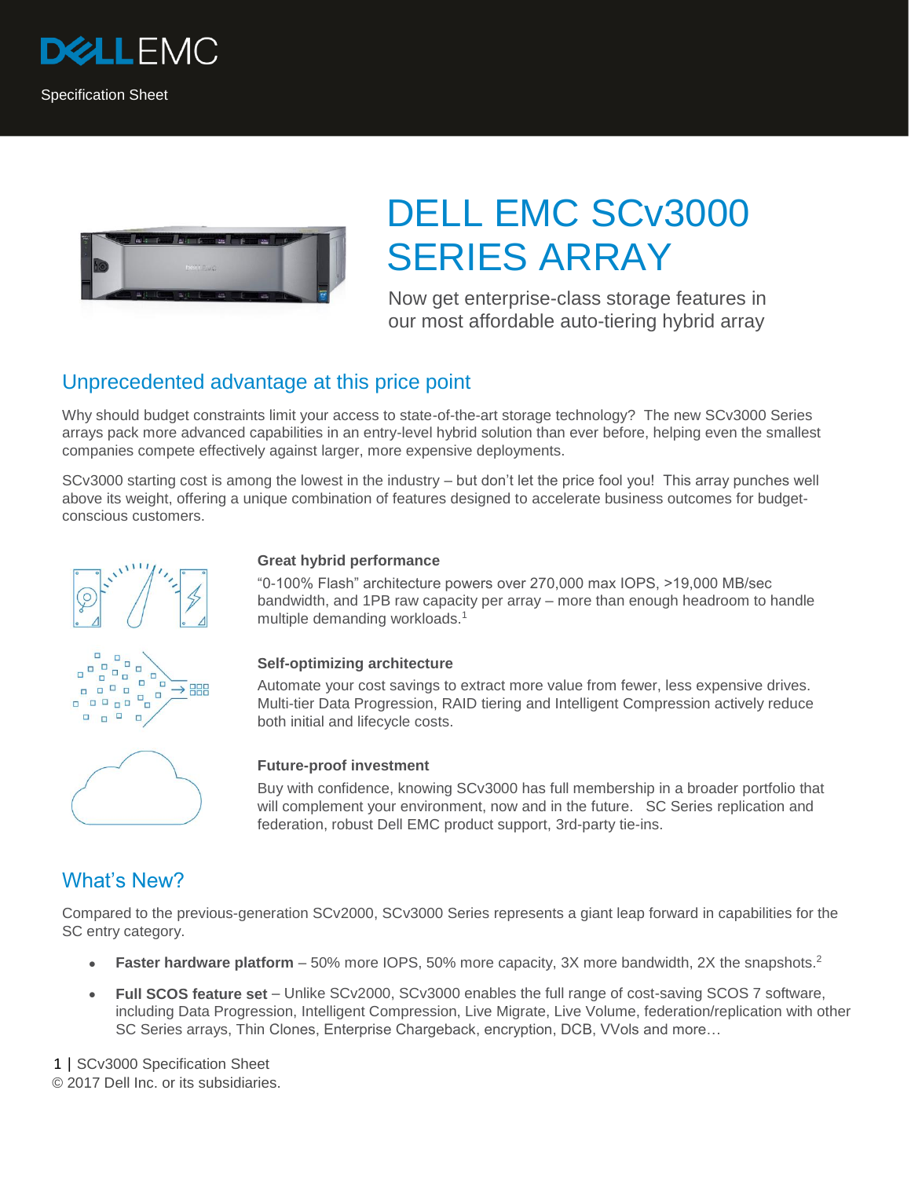Specification Sheet

# DELL EMC SCv3000 SERIES ARRAY

Now get enterprise-class storage features in our most affordable auto-tiering hybrid array

## Unprecedented advantage at this price point

Why should budget constraints limit your access to state-of-the-art storage technology? The new SCv3000 Series arrays pack more advanced capabilities in an entry-level hybrid solution than ever before, helping even the smallest companies compete effectively against larger, more expensive deployments.

SCv3000 starting cost is among the lowest in the industry – but don't let the price fool you! This array punches well above its weight, offering a unique combination of features designed to accelerate business outcomes for budget-conscious customers.

**Great hybrid performance**

"0-100% Flash" architecture powers over 270,000 max IOPS, >19,000 MB/sec bandwidth, and 1PB raw capacity per array – more than enough headroom to handle multiple demanding workloads.[1]

**Self-optimizing architecture**

Automate your cost savings to extract more value from fewer, less expensive drives. Multi-tier Data Progression, RAID tiering and Intelligent Compression actively reduce both initial and lifecycle costs.

**Future-proof investment**

Buy with confidence, knowing SCv3000 has full membership in a broader portfolio that will complement your environment, now and in the future. SC Series replication and federation, robust Dell EMC product support, 3rd-party tie-ins.

## What's New?

Compared to the previous-generation SCv2000, SCv3000 Series represents a giant leap forward in capabilities for the SC entry category.

- **Faster hardware platform** – 50% more IOPS, 50% more capacity, 3X more bandwidth, 2X the snapshots.[2]
- **Full SCOS feature set** – Unlike SCv2000, SCv3000 enables the full range of cost-saving SCOS 7 software, including Data Progression, Intelligent Compression, Live Migrate, Live Volume, federation/replication with other SC Series arrays, Thin Clones, Enterprise Chargeback, encryption, DCB, VVols and more…

© 2017 Dell Inc. or its subsidiaries.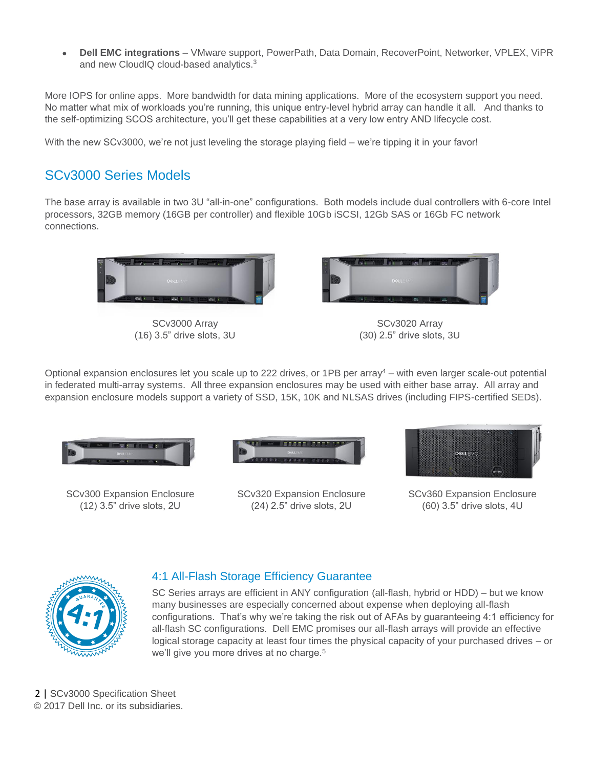- **Dell EMC integrations** – VMware support, PowerPath, Data Domain, RecoverPoint, Networker, VPLEX, ViPR and new CloudIQ cloud-based analytics.[3]

More IOPS for online apps. More bandwidth for data mining applications. More of the ecosystem support you need. No matter what mix of workloads you're running, this unique entry-level hybrid array can handle it all. And thanks to the self-optimizing SCOS architecture, you'll get these capabilities at a very low entry AND lifecycle cost.

With the new SCv3000, we're not just leveling the storage playing field – we're tipping it in your favor!

## SCv3000 Series Models

The base array is available in two 3U "all-in-one" configurations. Both models include dual controllers with 6-core Intel processors, 32GB memory (16GB per controller) and flexible 10Gb iSCSI, 12Gb SAS or 16Gb FC network connections.

SCv3000 Array
(16) 3.5" drive slots, 3U

SCv3020 Array
(30) 2.5" drive slots, 3U

Optional expansion enclosures let you scale up to 222 drives, or 1PB per array[4] – with even larger scale-out potential in federated multi-array systems. All three expansion enclosures may be used with either base array. All array and expansion enclosure models support a variety of SSD, 15K, 10K and NLSAS drives (including FIPS-certified SEDs).

SCv300 Expansion Enclosure
(12) 3.5" drive slots, 2U

SCv320 Expansion Enclosure
(24) 2.5" drive slots, 2U

SCv360 Expansion Enclosure
(60) 3.5" drive slots, 4U

### 4:1 All-Flash Storage Efficiency Guarantee

SC Series arrays are efficient in ANY configuration (all-flash, hybrid or HDD) – but we know many businesses are especially concerned about expense when deploying all-flash configurations. That's why we're taking the risk out of AFAs by guaranteeing 4:1 efficiency for all-flash SC configurations. Dell EMC promises our all-flash arrays will provide an effective logical storage capacity at least four times the physical capacity of your purchased drives – or we'll give you more drives at no charge.[5]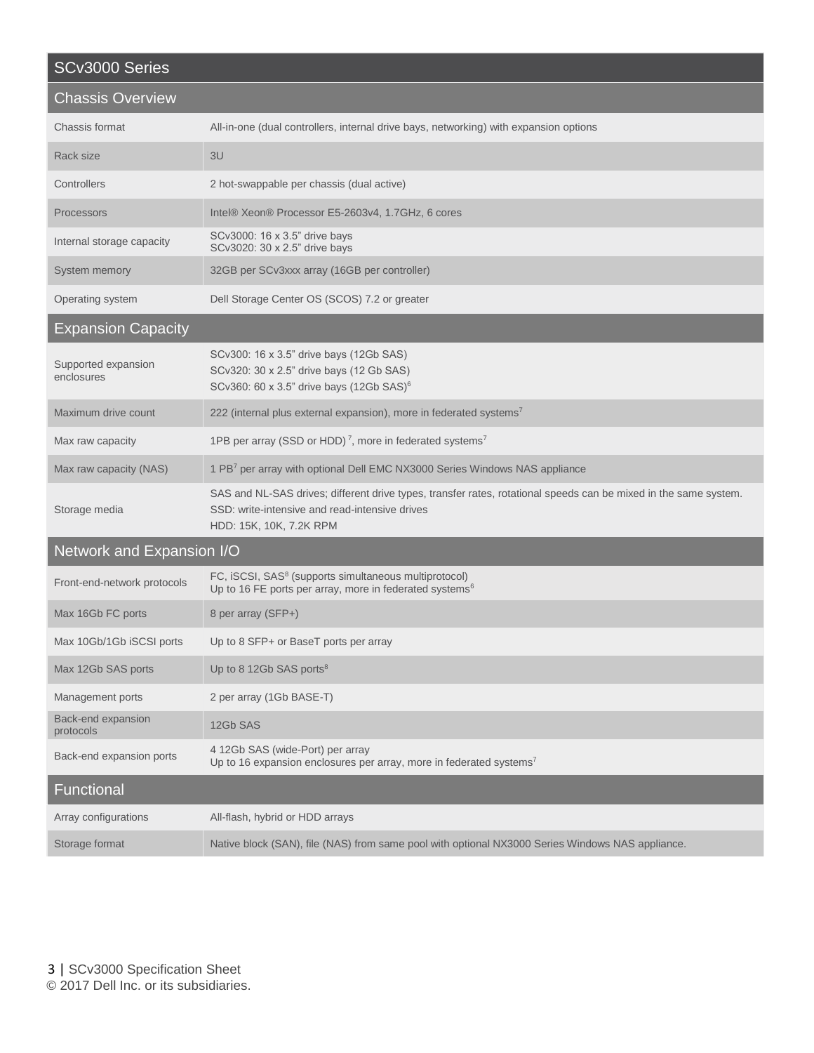| SCv3000 Series | |
| --- | --- |
| **Chassis Overview** | |
| Chassis format | All-in-one (dual controllers, internal drive bays, networking) with expansion options |
| Rack size | 3U |
| Controllers | 2 hot-swappable per chassis (dual active) |
| Processors | Intel® Xeon® Processor E5-2603v4, 1.7GHz, 6 cores |
| Internal storage capacity | SCv3000: 16 x 3.5" drive bays<br>SCv3020: 30 x 2.5" drive bays |
| System memory | 32GB per SCv3xxx array (16GB per controller) |
| Operating system | Dell Storage Center OS (SCOS) 7.2 or greater |
| **Expansion Capacity** | |
| Supported expansion enclosures | SCv300: 16 x 3.5" drive bays (12Gb SAS)<br>SCv320: 30 x 2.5" drive bays (12 Gb SAS)<br>SCv360: 60 x 3.5" drive bays (12Gb SAS)[6] |
| Maximum drive count | 222 (internal plus external expansion), more in federated systems[7] |
| Max raw capacity | 1PB per array (SSD or HDD) [7], more in federated systems[7] |
| Max raw capacity (NAS) | 1 PB[7] per array with optional Dell EMC NX3000 Series Windows NAS appliance |
| Storage media | SAS and NL-SAS drives; different drive types, transfer rates, rotational speeds can be mixed in the same system.<br>SSD: write-intensive and read-intensive drives<br>HDD: 15K, 10K, 7.2K RPM |
| **Network and Expansion I/O** | |
| Front-end-network protocols | FC, iSCSI, SAS[8] (supports simultaneous multiprotocol)<br>Up to 16 FE ports per array, more in federated systems[6] |
| Max 16Gb FC ports | 8 per array (SFP+) |
| Max 10Gb/1Gb iSCSI ports | Up to 8 SFP+ or BaseT ports per array |
| Max 12Gb SAS ports | Up to 8 12Gb SAS ports[8] |
| Management ports | 2 per array (1Gb BASE-T) |
| Back-end expansion protocols | 12Gb SAS |
| Back-end expansion ports | 4 12Gb SAS (wide-Port) per array<br>Up to 16 expansion enclosures per array, more in federated systems[7] |
| **Functional** | |
| Array configurations | All-flash, hybrid or HDD arrays |
| Storage format | Native block (SAN), file (NAS) from same pool with optional NX3000 Series Windows NAS appliance. |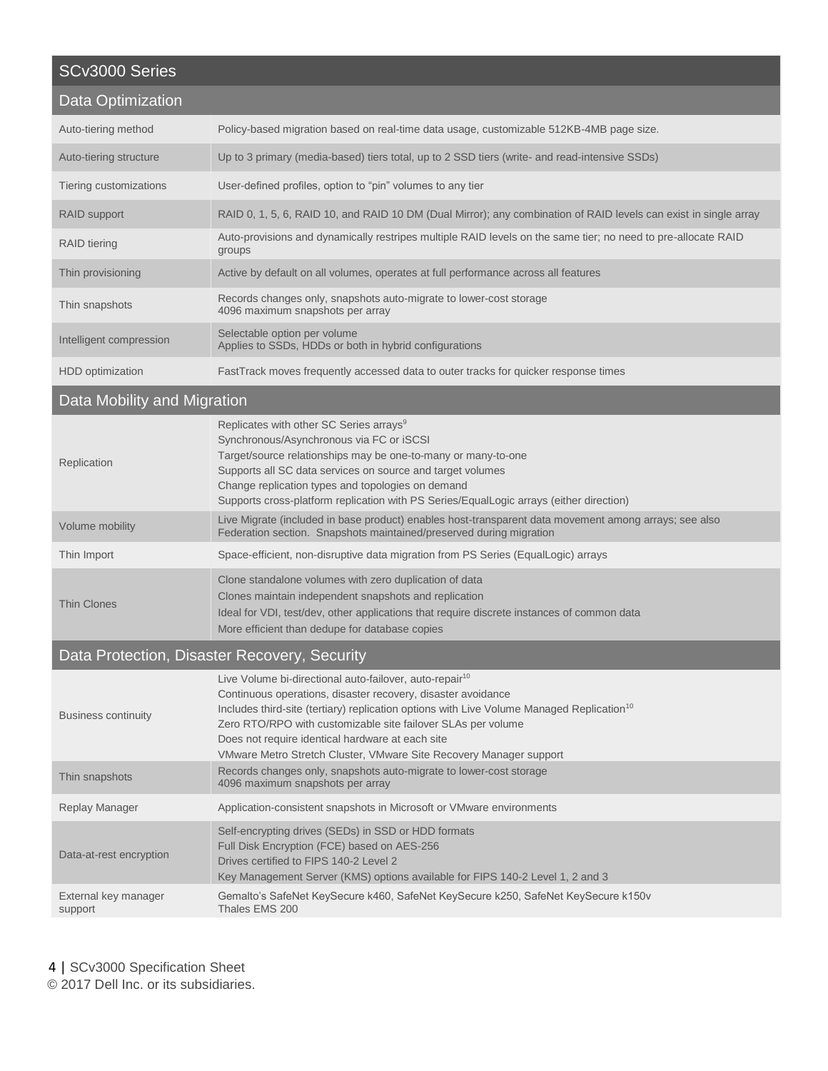## SCv3000 Series

### Data Optimization

| | |
|---|---|
| Auto-tiering method | Policy-based migration based on real-time data usage, customizable 512KB-4MB page size. |
| Auto-tiering structure | Up to 3 primary (media-based) tiers total, up to 2 SSD tiers (write- and read-intensive SSDs) |
| Tiering customizations | User-defined profiles, option to "pin" volumes to any tier |
| RAID support | RAID 0, 1, 5, 6, RAID 10, and RAID 10 DM (Dual Mirror); any combination of RAID levels can exist in single array |
| RAID tiering | Auto-provisions and dynamically restripes multiple RAID levels on the same tier; no need to pre-allocate RAID groups |
| Thin provisioning | Active by default on all volumes, operates at full performance across all features |
| Thin snapshots | Records changes only, snapshots auto-migrate to lower-cost storage<br>4096 maximum snapshots per array |
| Intelligent compression | Selectable option per volume<br>Applies to SSDs, HDDs or both in hybrid configurations |
| HDD optimization | FastTrack moves frequently accessed data to outer tracks for quicker response times |

### Data Mobility and Migration

| | |
|---|---|
| Replication | Replicates with other SC Series arrays[9]<br>Synchronous/Asynchronous via FC or iSCSI<br>Target/source relationships may be one-to-many or many-to-one<br>Supports all SC data services on source and target volumes<br>Change replication types and topologies on demand<br>Supports cross-platform replication with PS Series/EqualLogic arrays (either direction) |
| Volume mobility | Live Migrate (included in base product) enables host-transparent data movement among arrays; see also Federation section. Snapshots maintained/preserved during migration |
| Thin Import | Space-efficient, non-disruptive data migration from PS Series (EqualLogic) arrays |
| Thin Clones | Clone standalone volumes with zero duplication of data<br>Clones maintain independent snapshots and replication<br>Ideal for VDI, test/dev, other applications that require discrete instances of common data<br>More efficient than dedupe for database copies |

### Data Protection, Disaster Recovery, Security

| | |
|---|---|
| Business continuity | Live Volume bi-directional auto-failover, auto-repair[10]<br>Continuous operations, disaster recovery, disaster avoidance<br>Includes third-site (tertiary) replication options with Live Volume Managed Replication[10]<br>Zero RTO/RPO with customizable site failover SLAs per volume<br>Does not require identical hardware at each site<br>VMware Metro Stretch Cluster, VMware Site Recovery Manager support |
| Thin snapshots | Records changes only, snapshots auto-migrate to lower-cost storage<br>4096 maximum snapshots per array |
| Replay Manager | Application-consistent snapshots in Microsoft or VMware environments |
| Data-at-rest encryption | Self-encrypting drives (SEDs) in SSD or HDD formats<br>Full Disk Encryption (FCE) based on AES-256<br>Drives certified to FIPS 140-2 Level 2<br>Key Management Server (KMS) options available for FIPS 140-2 Level 1, 2 and 3 |
| External key manager support | Gemalto's SafeNet KeySecure k460, SafeNet KeySecure k250, SafeNet KeySecure k150v<br>Thales EMS 200 |

© 2017 Dell Inc. or its subsidiaries.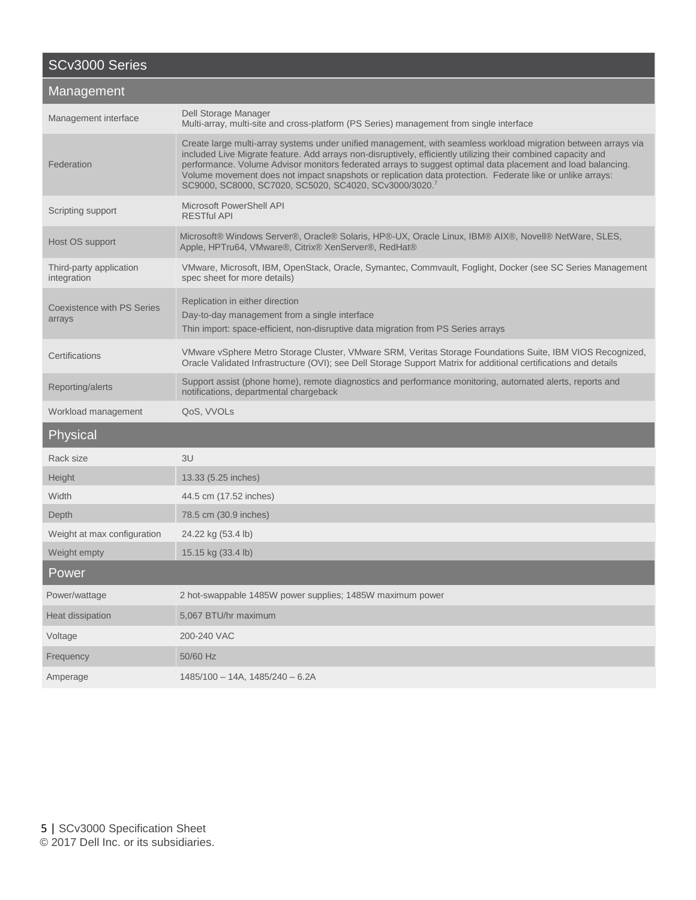| SCv3000 Series | |
|---|---|
| **Management** | |
| Management interface | Dell Storage Manager<br>Multi-array, multi-site and cross-platform (PS Series) management from single interface |
| Federation | Create large multi-array systems under unified management, with seamless workload migration between arrays via included Live Migrate feature. Add arrays non-disruptively, efficiently utilizing their combined capacity and performance. Volume Advisor monitors federated arrays to suggest optimal data placement and load balancing. Volume movement does not impact snapshots or replication data protection. Federate like or unlike arrays: SC9000, SC8000, SC7020, SC5020, SC4020, SCv3000/3020.[7] |
| Scripting support | Microsoft PowerShell API<br>RESTful API |
| Host OS support | Microsoft® Windows Server®, Oracle® Solaris, HP®-UX, Oracle Linux, IBM® AIX®, Novell® NetWare, SLES, Apple, HPTru64, VMware®, Citrix® XenServer®, RedHat® |
| Third-party application integration | VMware, Microsoft, IBM, OpenStack, Oracle, Symantec, Commvault, Foglight, Docker (see SC Series Management spec sheet for more details) |
| Coexistence with PS Series arrays | Replication in either direction<br>Day-to-day management from a single interface<br>Thin import: space-efficient, non-disruptive data migration from PS Series arrays |
| Certifications | VMware vSphere Metro Storage Cluster, VMware SRM, Veritas Storage Foundations Suite, IBM VIOS Recognized, Oracle Validated Infrastructure (OVI); see Dell Storage Support Matrix for additional certifications and details |
| Reporting/alerts | Support assist (phone home), remote diagnostics and performance monitoring, automated alerts, reports and notifications, departmental chargeback |
| Workload management | QoS, VVOLs |
| **Physical** | |
| Rack size | 3U |
| Height | 13.33 (5.25 inches) |
| Width | 44.5 cm (17.52 inches) |
| Depth | 78.5 cm (30.9 inches) |
| Weight at max configuration | 24.22 kg (53.4 lb) |
| Weight empty | 15.15 kg (33.4 lb) |
| **Power** | |
| Power/wattage | 2 hot-swappable 1485W power supplies; 1485W maximum power |
| Heat dissipation | 5,067 BTU/hr maximum |
| Voltage | 200-240 VAC |
| Frequency | 50/60 Hz |
| Amperage | 1485/100 – 14A, 1485/240 – 6.2A |

© 2017 Dell Inc. or its subsidiaries.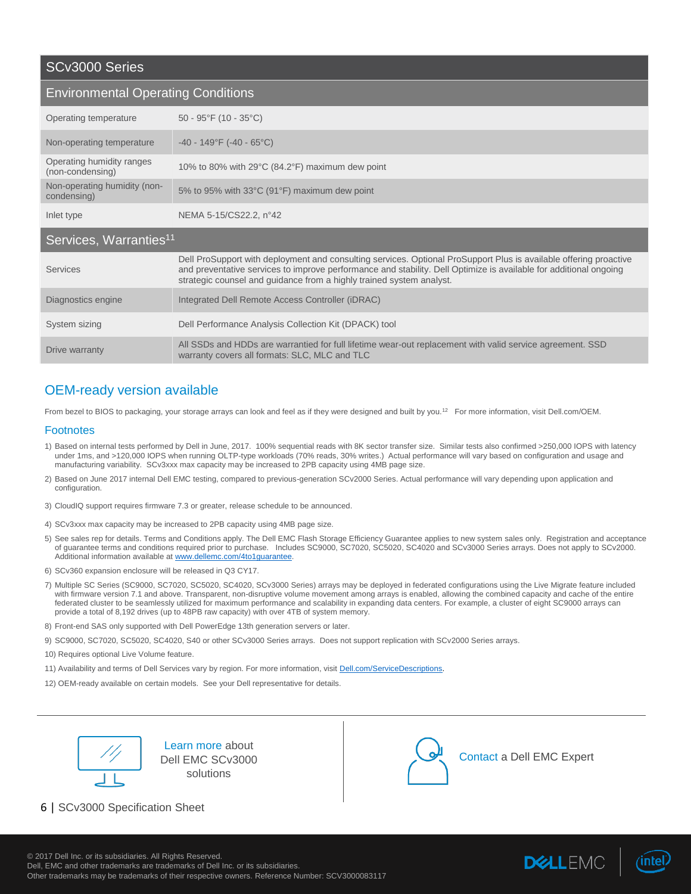| SCv3000 Series | |
|---|---|
| **Environmental Operating Conditions** | |
| Operating temperature | 50 - 95°F (10 - 35°C) |
| Non-operating temperature | -40 - 149°F (-40 - 65°C) |
| Operating humidity ranges (non-condensing) | 10% to 80% with 29°C (84.2°F) maximum dew point |
| Non-operating humidity (non-condensing) | 5% to 95% with 33°C (91°F) maximum dew point |
| Inlet type | NEMA 5-15/CS22.2, n°42 |
| **Services, Warranties[11]** | |
| Services | Dell ProSupport with deployment and consulting services. Optional ProSupport Plus is available offering proactive and preventative services to improve performance and stability. Dell Optimize is available for additional ongoing strategic counsel and guidance from a highly trained system analyst. |
| Diagnostics engine | Integrated Dell Remote Access Controller (iDRAC) |
| System sizing | Dell Performance Analysis Collection Kit (DPACK) tool |
| Drive warranty | All SSDs and HDDs are warrantied for full lifetime wear-out replacement with valid service agreement. SSD warranty covers all formats: SLC, MLC and TLC |

## OEM-ready version available

From bezel to BIOS to packaging, your storage arrays can look and feel as if they were designed and built by you.[12] For more information, visit Dell.com/OEM.

### Footnotes

1) Based on internal tests performed by Dell in June, 2017. 100% sequential reads with 8K sector transfer size. Similar tests also confirmed >250,000 IOPS with latency under 1ms, and >120,000 IOPS when running OLTP-type workloads (70% reads, 30% writes.) Actual performance will vary based on configuration and usage and manufacturing variability. SCv3xxx max capacity may be increased to 2PB capacity using 4MB page size.
2) Based on June 2017 internal Dell EMC testing, compared to previous-generation SCv2000 Series. Actual performance will vary depending upon application and configuration.
3) CloudIQ support requires firmware 7.3 or greater, release schedule to be announced.
4) SCv3xxx max capacity may be increased to 2PB capacity using 4MB page size.
5) See sales rep for details. Terms and Conditions apply. The Dell EMC Flash Storage Efficiency Guarantee applies to new system sales only. Registration and acceptance of guarantee terms and conditions required prior to purchase. Includes SC9000, SC7020, SC5020, SC4020 and SCv3000 Series arrays. Does not apply to SCv2000. Additional information available at www.dellemc.com/4to1guarantee.
6) SCv360 expansion enclosure will be released in Q3 CY17.
7) Multiple SC Series (SC9000, SC7020, SC5020, SC4020, SCv3000 Series) arrays may be deployed in federated configurations using the Live Migrate feature included with firmware version 7.1 and above. Transparent, non-disruptive volume movement among arrays is enabled, allowing the combined capacity and cache of the entire federated cluster to be seamlessly utilized for maximum performance and scalability in expanding data centers. For example, a cluster of eight SC9000 arrays can provide a total of 8,192 drives (up to 48PB raw capacity) with over 4TB of system memory.
8) Front-end SAS only supported with Dell PowerEdge 13th generation servers or later.
9) SC9000, SC7020, SC5020, SC4020, S40 or other SCv3000 Series arrays. Does not support replication with SCv2000 Series arrays.
10) Requires optional Live Volume feature.
11) Availability and terms of Dell Services vary by region. For more information, visit Dell.com/ServiceDescriptions.
12) OEM-ready available on certain models. See your Dell representative for details.

Learn more about Dell EMC SCv3000 solutions

Contact a Dell EMC Expert

© 2017 Dell Inc. or its subsidiaries. All Rights Reserved.
Dell, EMC and other trademarks are trademarks of Dell Inc. or its subsidiaries.
Other trademarks may be trademarks of their respective owners. Reference Number: SCV3000083117